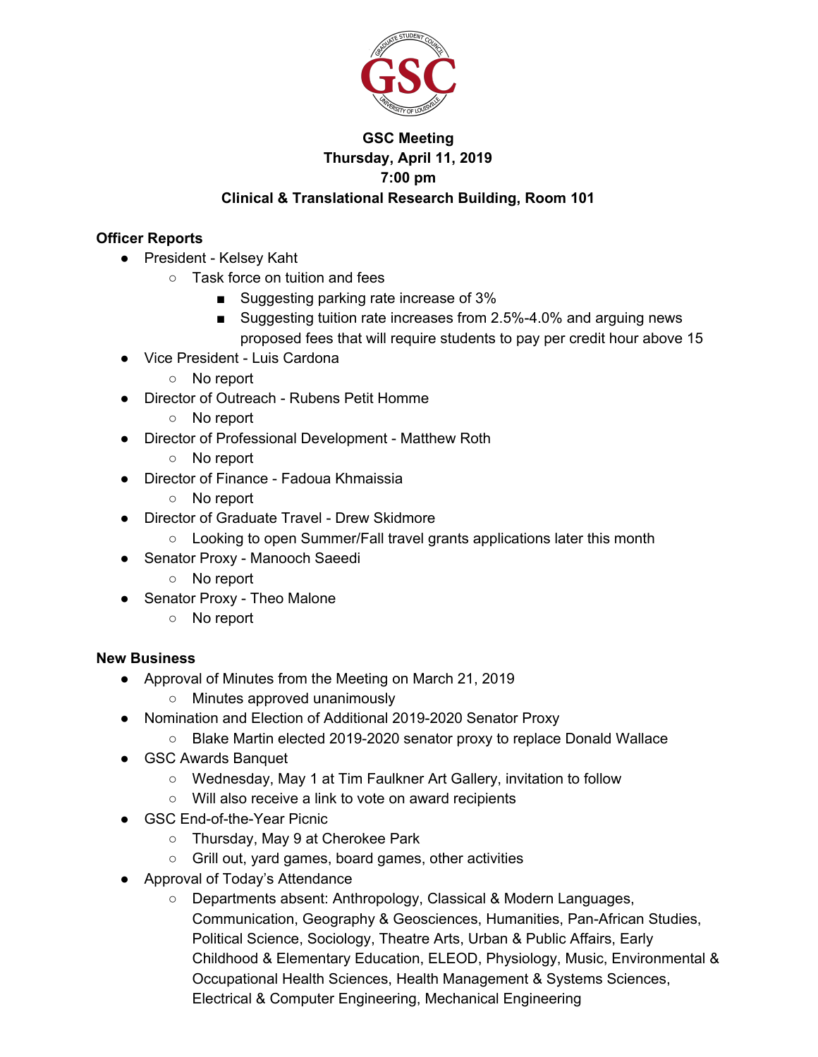# GSC Meeting
## Thursday, April 11, 2019
## 7:00 pm
## Clinical & Translational Research Building, Room 101

**Officer Reports**

- President - Kelsey Kaht
  - Task force on tuition and fees
    - Suggesting parking rate increase of 3%
    - Suggesting tuition rate increases from 2.5%-4.0% and arguing news proposed fees that will require students to pay per credit hour above 15
- Vice President - Luis Cardona
  - No report
- Director of Outreach - Rubens Petit Homme
  - No report
- Director of Professional Development - Matthew Roth
  - No report
- Director of Finance - Fadoua Khmaissia
  - No report
- Director of Graduate Travel - Drew Skidmore
  - Looking to open Summer/Fall travel grants applications later this month
- Senator Proxy - Manooch Saeedi
  - No report
- Senator Proxy - Theo Malone
  - No report

**New Business**

- Approval of Minutes from the Meeting on March 21, 2019
  - Minutes approved unanimously
- Nomination and Election of Additional 2019-2020 Senator Proxy
  - Blake Martin elected 2019-2020 senator proxy to replace Donald Wallace
- GSC Awards Banquet
  - Wednesday, May 1 at Tim Faulkner Art Gallery, invitation to follow
  - Will also receive a link to vote on award recipients
- GSC End-of-the-Year Picnic
  - Thursday, May 9 at Cherokee Park
  - Grill out, yard games, board games, other activities
- Approval of Today's Attendance
  - Departments absent: Anthropology, Classical & Modern Languages, Communication, Geography & Geosciences, Humanities, Pan-African Studies, Political Science, Sociology, Theatre Arts, Urban & Public Affairs, Early Childhood & Elementary Education, ELEOD, Physiology, Music, Environmental & Occupational Health Sciences, Health Management & Systems Sciences, Electrical & Computer Engineering, Mechanical Engineering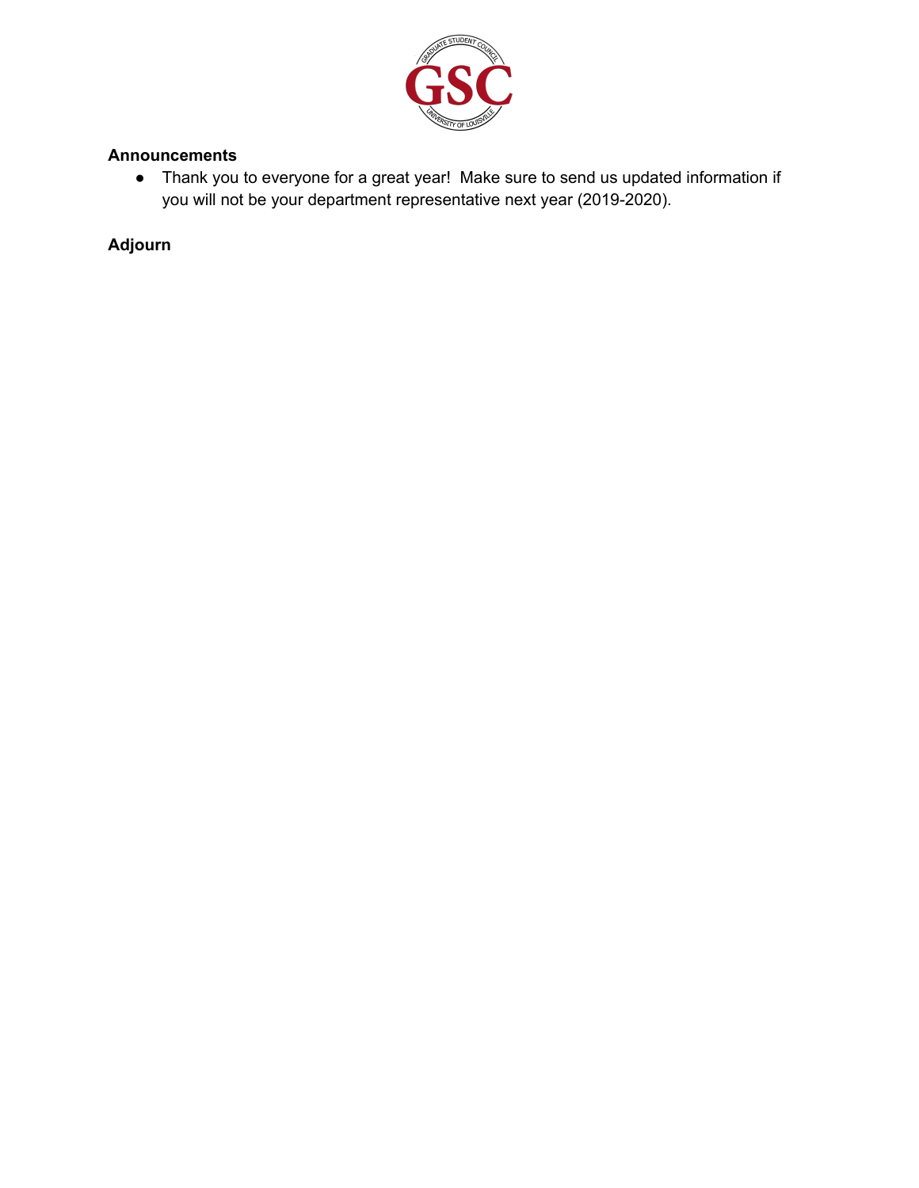**Announcements**

- Thank you to everyone for a great year! Make sure to send us updated information if you will not be your department representative next year (2019-2020).

**Adjourn**